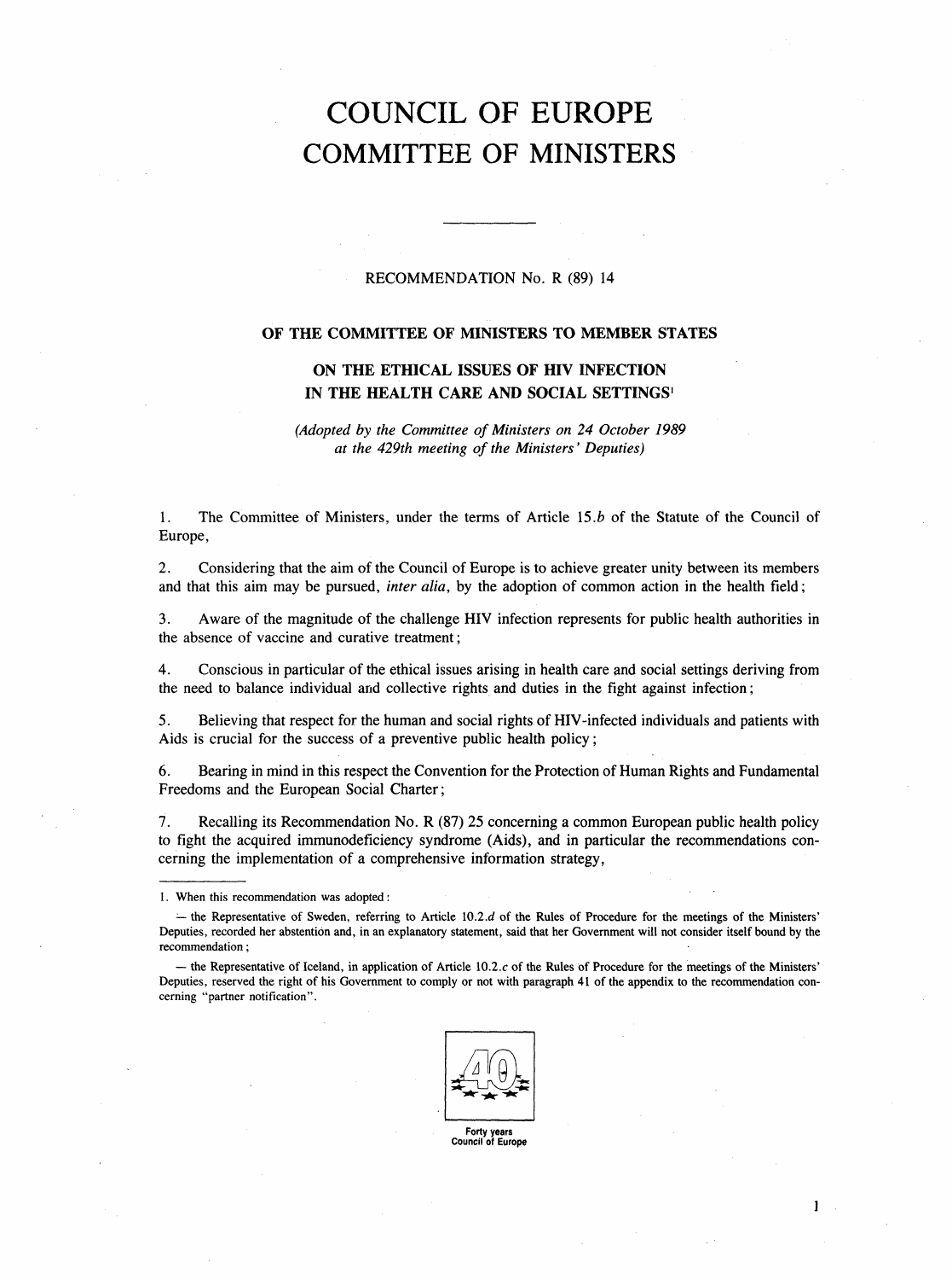# COUNCIL OF EUROPE
# COMMITTEE OF MINISTERS

RECOMMENDATION No. R (89) 14

## OF THE COMMITTEE OF MINISTERS TO MEMBER STATES

## ON THE ETHICAL ISSUES OF HIV INFECTION IN THE HEALTH CARE AND SOCIAL SETTINGS[1]

*(Adopted by the Committee of Ministers on 24 October 1989 at the 429th meeting of the Ministers' Deputies)*

1. The Committee of Ministers, under the terms of Article 15.*b* of the Statute of the Council of Europe,

2. Considering that the aim of the Council of Europe is to achieve greater unity between its members and that this aim may be pursued, *inter alia*, by the adoption of common action in the health field;

3. Aware of the magnitude of the challenge HIV infection represents for public health authorities in the absence of vaccine and curative treatment;

4. Conscious in particular of the ethical issues arising in health care and social settings deriving from the need to balance individual and collective rights and duties in the fight against infection;

5. Believing that respect for the human and social rights of HIV-infected individuals and patients with Aids is crucial for the success of a preventive public health policy;

6. Bearing in mind in this respect the Convention for the Protection of Human Rights and Fundamental Freedoms and the European Social Charter;

7. Recalling its Recommendation No. R (87) 25 concerning a common European public health policy to fight the acquired immunodeficiency syndrome (Aids), and in particular the recommendations concerning the implementation of a comprehensive information strategy,

---

1. When this recommendation was adopted:

— the Representative of Sweden, referring to Article 10.2.*d* of the Rules of Procedure for the meetings of the Ministers' Deputies, recorded her abstention and, in an explanatory statement, said that her Government will not consider itself bound by the recommendation;

— the Representative of Iceland, in application of Article 10.2.*c* of the Rules of Procedure for the meetings of the Ministers' Deputies, reserved the right of his Government to comply or not with paragraph 41 of the appendix to the recommendation concerning "partner notification".

Forty years
Council of Europe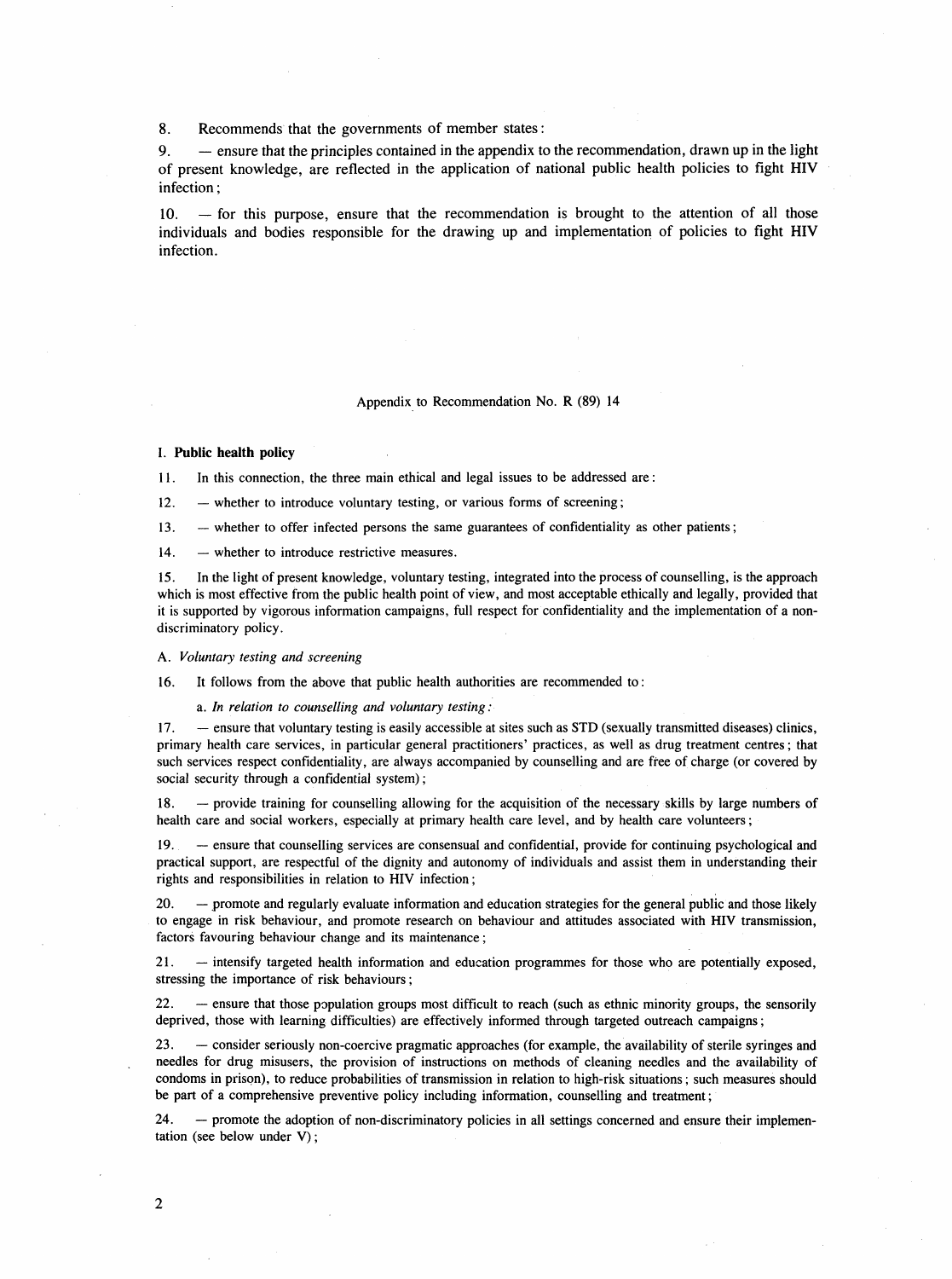8. Recommends that the governments of member states:

9. — ensure that the principles contained in the appendix to the recommendation, drawn up in the light of present knowledge, are reflected in the application of national public health policies to fight HIV infection;

10. — for this purpose, ensure that the recommendation is brought to the attention of all those individuals and bodies responsible for the drawing up and implementation of policies to fight HIV infection.

Appendix to Recommendation No. R (89) 14

## I. Public health policy

11. In this connection, the three main ethical and legal issues to be addressed are:

12. — whether to introduce voluntary testing, or various forms of screening;

13. — whether to offer infected persons the same guarantees of confidentiality as other patients;

14. — whether to introduce restrictive measures.

15. In the light of present knowledge, voluntary testing, integrated into the process of counselling, is the approach which is most effective from the public health point of view, and most acceptable ethically and legally, provided that it is supported by vigorous information campaigns, full respect for confidentiality and the implementation of a non-discriminatory policy.

### A. *Voluntary testing and screening*

16. It follows from the above that public health authorities are recommended to:

a. *In relation to counselling and voluntary testing:*

17. — ensure that voluntary testing is easily accessible at sites such as STD (sexually transmitted diseases) clinics, primary health care services, in particular general practitioners' practices, as well as drug treatment centres; that such services respect confidentiality, are always accompanied by counselling and are free of charge (or covered by social security through a confidential system);

18. — provide training for counselling allowing for the acquisition of the necessary skills by large numbers of health care and social workers, especially at primary health care level, and by health care volunteers;

19. — ensure that counselling services are consensual and confidential, provide for continuing psychological and practical support, are respectful of the dignity and autonomy of individuals and assist them in understanding their rights and responsibilities in relation to HIV infection;

20. — promote and regularly evaluate information and education strategies for the general public and those likely to engage in risk behaviour, and promote research on behaviour and attitudes associated with HIV transmission, factors favouring behaviour change and its maintenance;

21. — intensify targeted health information and education programmes for those who are potentially exposed, stressing the importance of risk behaviours;

22. — ensure that those population groups most difficult to reach (such as ethnic minority groups, the sensorily deprived, those with learning difficulties) are effectively informed through targeted outreach campaigns;

23. — consider seriously non-coercive pragmatic approaches (for example, the availability of sterile syringes and needles for drug misusers, the provision of instructions on methods of cleaning needles and the availability of condoms in prison), to reduce probabilities of transmission in relation to high-risk situations; such measures should be part of a comprehensive preventive policy including information, counselling and treatment;

24. — promote the adoption of non-discriminatory policies in all settings concerned and ensure their implementation (see below under V);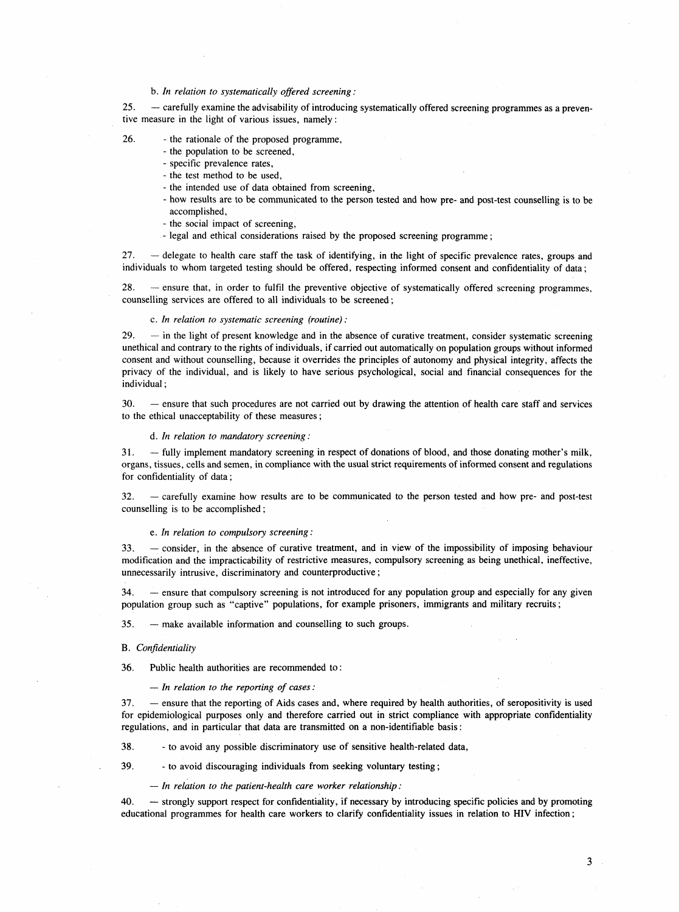b. *In relation to systematically offered screening:*

25. — carefully examine the advisability of introducing systematically offered screening programmes as a preventive measure in the light of various issues, namely:

26. - the rationale of the proposed programme,
    - the population to be screened,
    - specific prevalence rates,
    - the test method to be used,
    - the intended use of data obtained from screening,
    - how results are to be communicated to the person tested and how pre- and post-test counselling is to be accomplished,
    - the social impact of screening,
    - legal and ethical considerations raised by the proposed screening programme;

27. — delegate to health care staff the task of identifying, in the light of specific prevalence rates, groups and individuals to whom targeted testing should be offered, respecting informed consent and confidentiality of data;

28. — ensure that, in order to fulfil the preventive objective of systematically offered screening programmes, counselling services are offered to all individuals to be screened;

c. *In relation to systematic screening (routine):*

29. — in the light of present knowledge and in the absence of curative treatment, consider systematic screening unethical and contrary to the rights of individuals, if carried out automatically on population groups without informed consent and without counselling, because it overrides the principles of autonomy and physical integrity, affects the privacy of the individual, and is likely to have serious psychological, social and financial consequences for the individual;

30. — ensure that such procedures are not carried out by drawing the attention of health care staff and services to the ethical unacceptability of these measures;

d. *In relation to mandatory screening:*

31. — fully implement mandatory screening in respect of donations of blood, and those donating mother's milk, organs, tissues, cells and semen, in compliance with the usual strict requirements of informed consent and regulations for confidentiality of data;

32. — carefully examine how results are to be communicated to the person tested and how pre- and post-test counselling is to be accomplished;

e. *In relation to compulsory screening:*

33. — consider, in the absence of curative treatment, and in view of the impossibility of imposing behaviour modification and the impracticability of restrictive measures, compulsory screening as being unethical, ineffective, unnecessarily intrusive, discriminatory and counterproductive;

34. — ensure that compulsory screening is not introduced for any population group and especially for any given population group such as "captive" populations, for example prisoners, immigrants and military recruits;

35. — make available information and counselling to such groups.

B. *Confidentiality*

36. Public health authorities are recommended to:

— *In relation to the reporting of cases:*

37. — ensure that the reporting of Aids cases and, where required by health authorities, of seropositivity is used for epidemiological purposes only and therefore carried out in strict compliance with appropriate confidentiality regulations, and in particular that data are transmitted on a non-identifiable basis:

38. - to avoid any possible discriminatory use of sensitive health-related data,

39. - to avoid discouraging individuals from seeking voluntary testing;

— *In relation to the patient-health care worker relationship:*

40. — strongly support respect for confidentiality, if necessary by introducing specific policies and by promoting educational programmes for health care workers to clarify confidentiality issues in relation to HIV infection;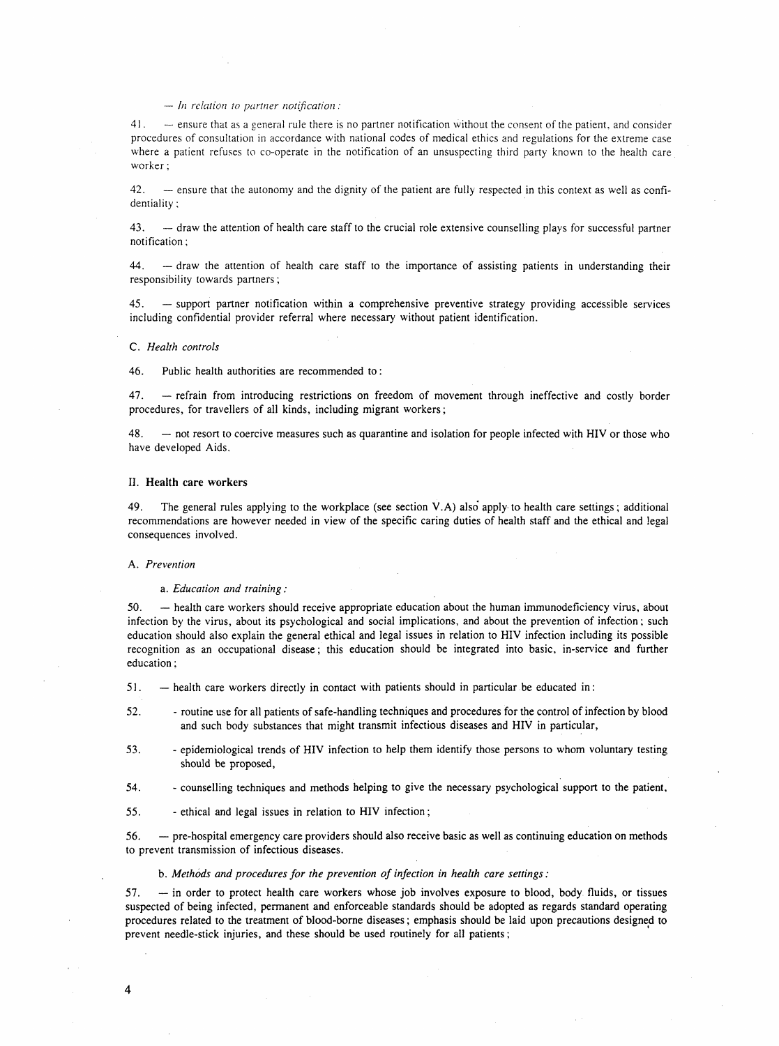*— In relation to partner notification :*

41. — ensure that as a general rule there is no partner notification without the consent of the patient, and consider procedures of consultation in accordance with national codes of medical ethics and regulations for the extreme case where a patient refuses to co-operate in the notification of an unsuspecting third party known to the health care worker ;

42. — ensure that the autonomy and the dignity of the patient are fully respected in this context as well as confidentiality ;

43. — draw the attention of health care staff to the crucial role extensive counselling plays for successful partner notification ;

44. — draw the attention of health care staff to the importance of assisting patients in understanding their responsibility towards partners ;

45. — support partner notification within a comprehensive preventive strategy providing accessible services including confidential provider referral where necessary without patient identification.

C. *Health controls*

46. Public health authorities are recommended to :

47. — refrain from introducing restrictions on freedom of movement through ineffective and costly border procedures, for travellers of all kinds, including migrant workers ;

48. — not resort to coercive measures such as quarantine and isolation for people infected with HIV or those who have developed Aids.

## II. Health care workers

49. The general rules applying to the workplace (see section V.A) also apply to health care settings ; additional recommendations are however needed in view of the specific caring duties of health staff and the ethical and legal consequences involved.

A. *Prevention*

a. *Education and training :*

50. — health care workers should receive appropriate education about the human immunodeficiency virus, about infection by the virus, about its psychological and social implications, and about the prevention of infection ; such education should also explain the general ethical and legal issues in relation to HIV infection including its possible recognition as an occupational disease ; this education should be integrated into basic, in-service and further education ;

51. — health care workers directly in contact with patients should in particular be educated in :

52. - routine use for all patients of safe-handling techniques and procedures for the control of infection by blood and such body substances that might transmit infectious diseases and HIV in particular,

53. - epidemiological trends of HIV infection to help them identify those persons to whom voluntary testing should be proposed,

54. - counselling techniques and methods helping to give the necessary psychological support to the patient,

55. - ethical and legal issues in relation to HIV infection ;

56. — pre-hospital emergency care providers should also receive basic as well as continuing education on methods to prevent transmission of infectious diseases.

b. *Methods and procedures for the prevention of infection in health care settings :*

57. — in order to protect health care workers whose job involves exposure to blood, body fluids, or tissues suspected of being infected, permanent and enforceable standards should be adopted as regards standard operating procedures related to the treatment of blood-borne diseases ; emphasis should be laid upon precautions designed to prevent needle-stick injuries, and these should be used routinely for all patients ;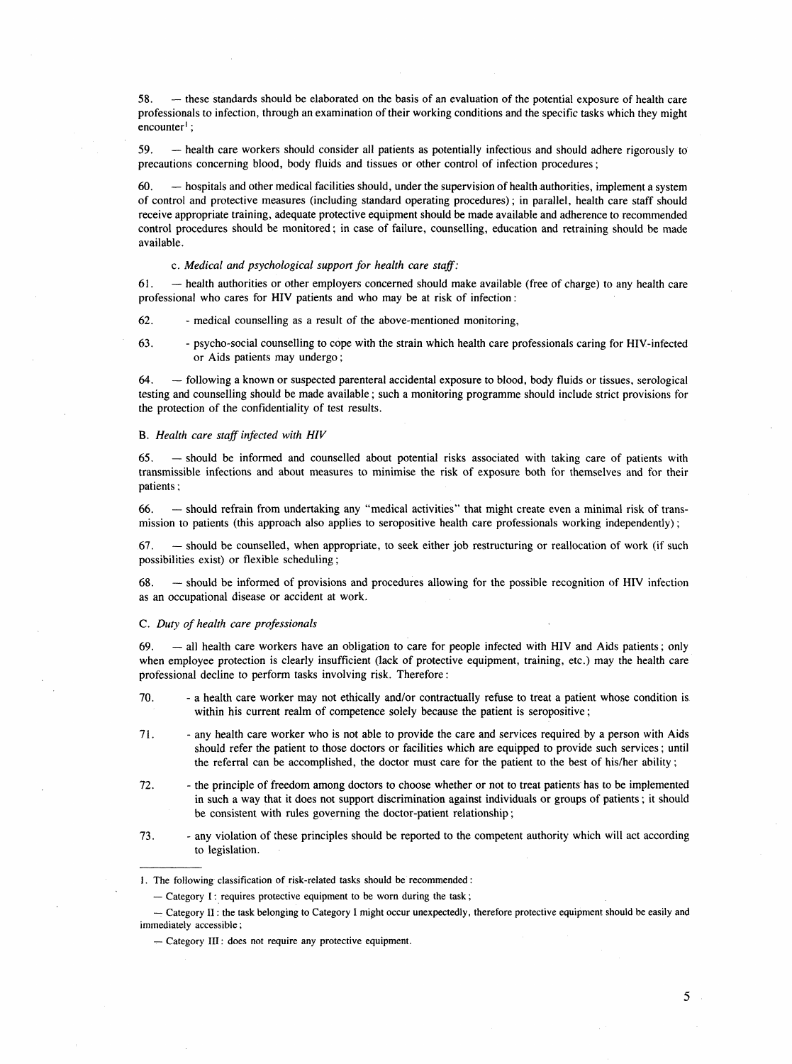58. — these standards should be elaborated on the basis of an evaluation of the potential exposure of health care professionals to infection, through an examination of their working conditions and the specific tasks which they might encounter[1];

59. — health care workers should consider all patients as potentially infectious and should adhere rigorously to precautions concerning blood, body fluids and tissues or other control of infection procedures;

60. — hospitals and other medical facilities should, under the supervision of health authorities, implement a system of control and protective measures (including standard operating procedures); in parallel, health care staff should receive appropriate training, adequate protective equipment should be made available and adherence to recommended control procedures should be monitored; in case of failure, counselling, education and retraining should be made available.

c. *Medical and psychological support for health care staff:*

61. — health authorities or other employers concerned should make available (free of charge) to any health care professional who cares for HIV patients and who may be at risk of infection:

62. - medical counselling as a result of the above-mentioned monitoring,

63. - psycho-social counselling to cope with the strain which health care professionals caring for HIV-infected or Aids patients may undergo;

64. — following a known or suspected parenteral accidental exposure to blood, body fluids or tissues, serological testing and counselling should be made available; such a monitoring programme should include strict provisions for the protection of the confidentiality of test results.

B. *Health care staff infected with HIV*

65. — should be informed and counselled about potential risks associated with taking care of patients with transmissible infections and about measures to minimise the risk of exposure both for themselves and for their patients;

66. — should refrain from undertaking any "medical activities" that might create even a minimal risk of transmission to patients (this approach also applies to seropositive health care professionals working independently);

67. — should be counselled, when appropriate, to seek either job restructuring or reallocation of work (if such possibilities exist) or flexible scheduling;

68. — should be informed of provisions and procedures allowing for the possible recognition of HIV infection as an occupational disease or accident at work.

C. *Duty of health care professionals*

69. — all health care workers have an obligation to care for people infected with HIV and Aids patients; only when employee protection is clearly insufficient (lack of protective equipment, training, etc.) may the health care professional decline to perform tasks involving risk. Therefore:

70. - a health care worker may not ethically and/or contractually refuse to treat a patient whose condition is within his current realm of competence solely because the patient is seropositive;

71. - any health care worker who is not able to provide the care and services required by a person with Aids should refer the patient to those doctors or facilities which are equipped to provide such services; until the referral can be accomplished, the doctor must care for the patient to the best of his/her ability;

72. - the principle of freedom among doctors to choose whether or not to treat patients has to be implemented in such a way that it does not support discrimination against individuals or groups of patients; it should be consistent with rules governing the doctor-patient relationship;

73. - any violation of these principles should be reported to the competent authority which will act according to legislation.

---

1. The following classification of risk-related tasks should be recommended:

— Category I: requires protective equipment to be worn during the task;

— Category II: the task belonging to Category I might occur unexpectedly, therefore protective equipment should be easily and immediately accessible;

— Category III: does not require any protective equipment.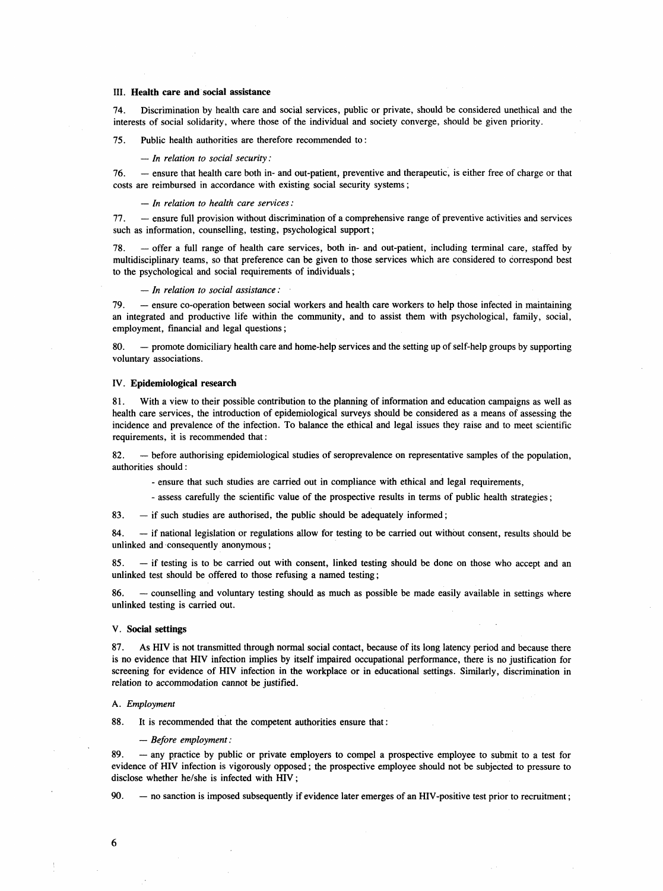### III. Health care and social assistance

74. Discrimination by health care and social services, public or private, should be considered unethical and the interests of social solidarity, where those of the individual and society converge, should be given priority.

75. Public health authorities are therefore recommended to:

*— In relation to social security:*

76. — ensure that health care both in- and out-patient, preventive and therapeutic, is either free of charge or that costs are reimbursed in accordance with existing social security systems;

*— In relation to health care services:*

77. — ensure full provision without discrimination of a comprehensive range of preventive activities and services such as information, counselling, testing, psychological support;

78. — offer a full range of health care services, both in- and out-patient, including terminal care, staffed by multidisciplinary teams, so that preference can be given to those services which are considered to correspond best to the psychological and social requirements of individuals;

*— In relation to social assistance:*

79. — ensure co-operation between social workers and health care workers to help those infected in maintaining an integrated and productive life within the community, and to assist them with psychological, family, social, employment, financial and legal questions;

80. — promote domiciliary health care and home-help services and the setting up of self-help groups by supporting voluntary associations.

### IV. Epidemiological research

81. With a view to their possible contribution to the planning of information and education campaigns as well as health care services, the introduction of epidemiological surveys should be considered as a means of assessing the incidence and prevalence of the infection. To balance the ethical and legal issues they raise and to meet scientific requirements, it is recommended that:

82. — before authorising epidemiological studies of seroprevalence on representative samples of the population, authorities should:

- ensure that such studies are carried out in compliance with ethical and legal requirements,
- assess carefully the scientific value of the prospective results in terms of public health strategies;

83. — if such studies are authorised, the public should be adequately informed;

84. — if national legislation or regulations allow for testing to be carried out without consent, results should be unlinked and consequently anonymous;

85. — if testing is to be carried out with consent, linked testing should be done on those who accept and an unlinked test should be offered to those refusing a named testing;

86. — counselling and voluntary testing should as much as possible be made easily available in settings where unlinked testing is carried out.

### V. Social settings

87. As HIV is not transmitted through normal social contact, because of its long latency period and because there is no evidence that HIV infection implies by itself impaired occupational performance, there is no justification for screening for evidence of HIV infection in the workplace or in educational settings. Similarly, discrimination in relation to accommodation cannot be justified.

#### A. *Employment*

88. It is recommended that the competent authorities ensure that:

*— Before employment:*

89. — any practice by public or private employers to compel a prospective employee to submit to a test for evidence of HIV infection is vigorously opposed; the prospective employee should not be subjected to pressure to disclose whether he/she is infected with HIV;

90. — no sanction is imposed subsequently if evidence later emerges of an HIV-positive test prior to recruitment;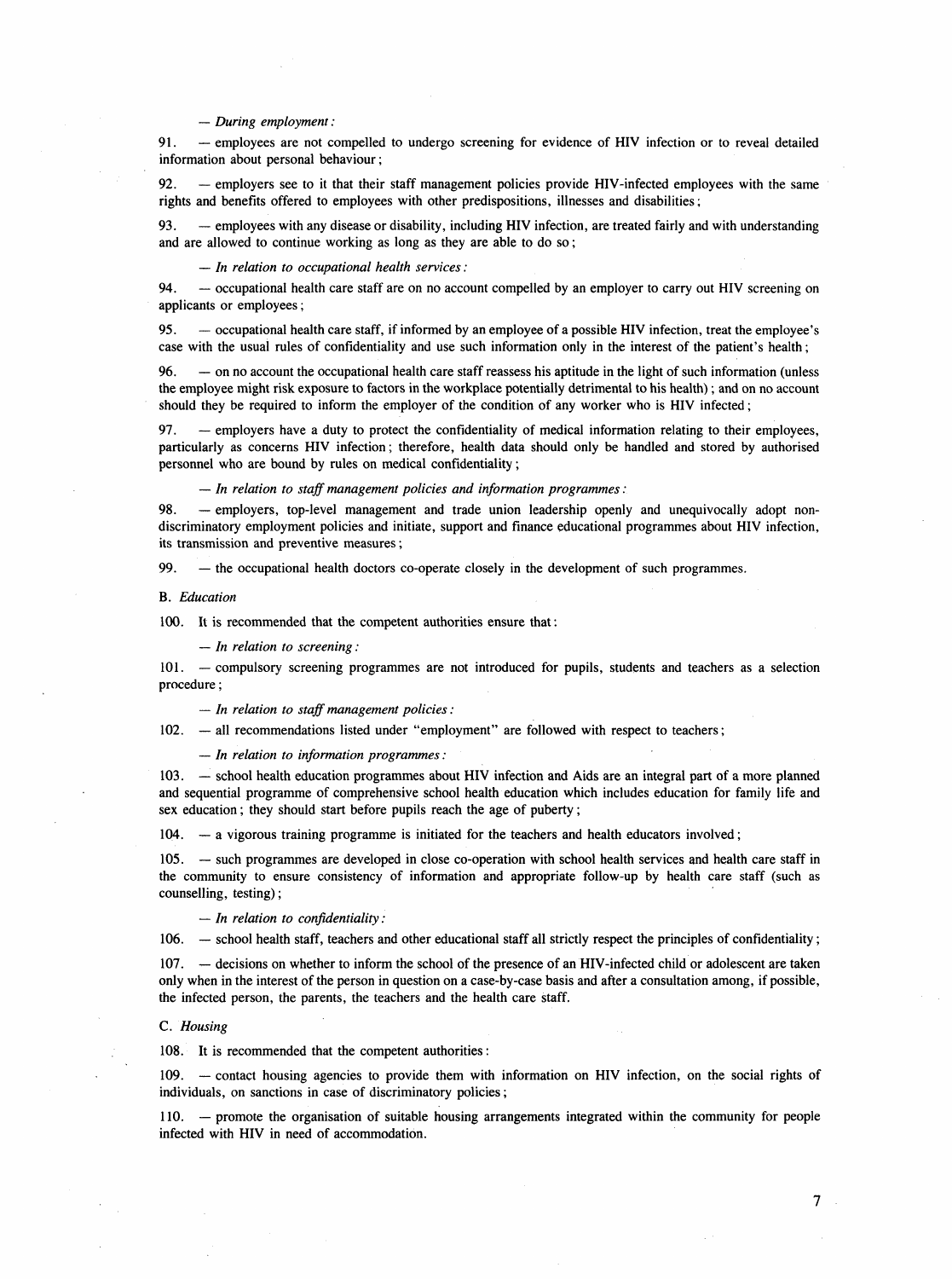*— During employment:*

91. — employees are not compelled to undergo screening for evidence of HIV infection or to reveal detailed information about personal behaviour;

92. — employers see to it that their staff management policies provide HIV-infected employees with the same rights and benefits offered to employees with other predispositions, illnesses and disabilities;

93. — employees with any disease or disability, including HIV infection, are treated fairly and with understanding and are allowed to continue working as long as they are able to do so;

*— In relation to occupational health services:*

94. — occupational health care staff are on no account compelled by an employer to carry out HIV screening on applicants or employees;

95. — occupational health care staff, if informed by an employee of a possible HIV infection, treat the employee's case with the usual rules of confidentiality and use such information only in the interest of the patient's health;

96. — on no account the occupational health care staff reassess his aptitude in the light of such information (unless the employee might risk exposure to factors in the workplace potentially detrimental to his health); and on no account should they be required to inform the employer of the condition of any worker who is HIV infected;

97. — employers have a duty to protect the confidentiality of medical information relating to their employees, particularly as concerns HIV infection; therefore, health data should only be handled and stored by authorised personnel who are bound by rules on medical confidentiality;

*— In relation to staff management policies and information programmes:*

98. — employers, top-level management and trade union leadership openly and unequivocally adopt non-discriminatory employment policies and initiate, support and finance educational programmes about HIV infection, its transmission and preventive measures;

99. — the occupational health doctors co-operate closely in the development of such programmes.

B. *Education*

100. It is recommended that the competent authorities ensure that:

*— In relation to screening:*

101. — compulsory screening programmes are not introduced for pupils, students and teachers as a selection procedure;

*— In relation to staff management policies:*

102. — all recommendations listed under "employment" are followed with respect to teachers;

*— In relation to information programmes:*

103. — school health education programmes about HIV infection and Aids are an integral part of a more planned and sequential programme of comprehensive school health education which includes education for family life and sex education; they should start before pupils reach the age of puberty;

104. — a vigorous training programme is initiated for the teachers and health educators involved;

105. — such programmes are developed in close co-operation with school health services and health care staff in the community to ensure consistency of information and appropriate follow-up by health care staff (such as counselling, testing);

*— In relation to confidentiality:*

106. — school health staff, teachers and other educational staff all strictly respect the principles of confidentiality;

107. — decisions on whether to inform the school of the presence of an HIV-infected child or adolescent are taken only when in the interest of the person in question on a case-by-case basis and after a consultation among, if possible, the infected person, the parents, the teachers and the health care staff.

C. *Housing*

108. It is recommended that the competent authorities:

109. — contact housing agencies to provide them with information on HIV infection, on the social rights of individuals, on sanctions in case of discriminatory policies;

110. — promote the organisation of suitable housing arrangements integrated within the community for people infected with HIV in need of accommodation.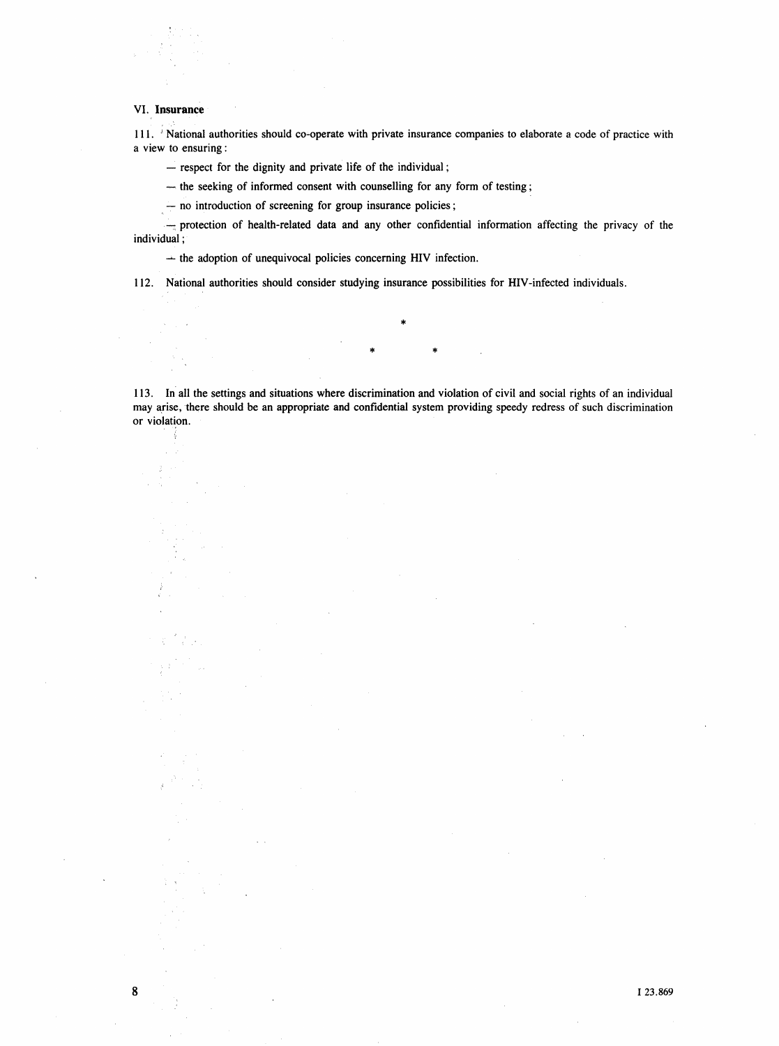## VI. Insurance

111. National authorities should co-operate with private insurance companies to elaborate a code of practice with a view to ensuring:

- respect for the dignity and private life of the individual;
- the seeking of informed consent with counselling for any form of testing;
- no introduction of screening for group insurance policies;
- protection of health-related data and any other confidential information affecting the privacy of the individual;
- the adoption of unequivocal policies concerning HIV infection.

112. National authorities should consider studying insurance possibilities for HIV-infected individuals.

\*

\* \*

113. In all the settings and situations where discrimination and violation of civil and social rights of an individual may arise, there should be an appropriate and confidential system providing speedy redress of such discrimination or violation.

I 23.869